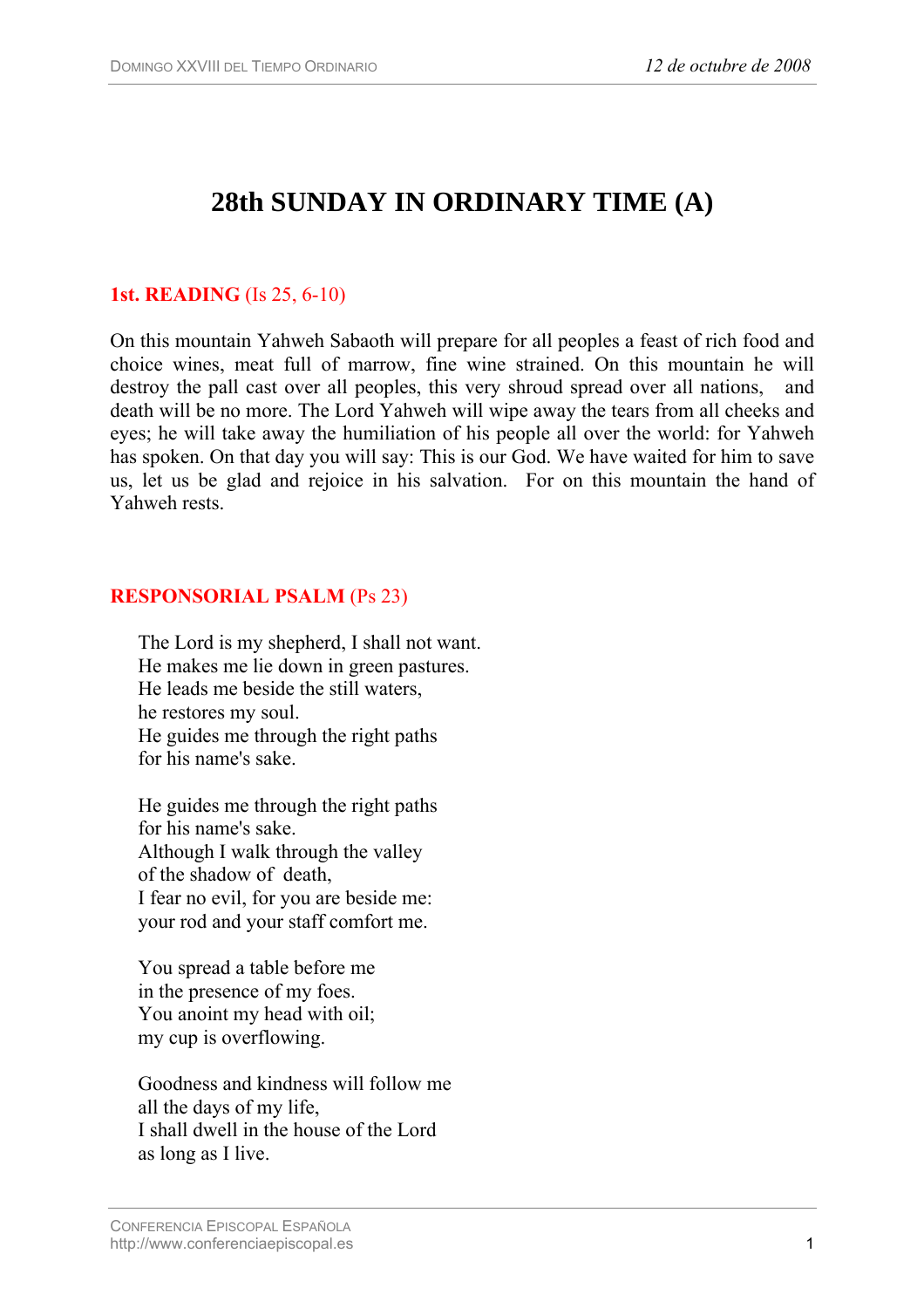# 28th SUNDAY IN ORDINARY TIME (A)

**1st. READING** (Is 25, 6-10)

On this mountain Yahweh Sabaoth will prepare for all peoples a feast of rich food and choice wines, meat full of marrow, fine wine strained. On this mountain he will destroy the pall cast over all peoples, this very shroud spread over all nations, and death will be no more. The Lord Yahweh will wipe away the tears from all cheeks and eyes; he will take away the humiliation of his people all over the world: for Yahweh has spoken. On that day you will say: This is our God. We have waited for him to save us, let us be glad and rejoice in his salvation. For on this mountain the hand of Yahweh rests.

**RESPONSORIAL PSALM** (Ps 23)

The Lord is my shepherd, I shall not want.
He makes me lie down in green pastures.
He leads me beside the still waters,
he restores my soul.
He guides me through the right paths
for his name's sake.

He guides me through the right paths
for his name's sake.
Although I walk through the valley
of the shadow of death,
I fear no evil, for you are beside me:
your rod and your staff comfort me.

You spread a table before me
in the presence of my foes.
You anoint my head with oil;
my cup is overflowing.

Goodness and kindness will follow me
all the days of my life,
I shall dwell in the house of the Lord
as long as I live.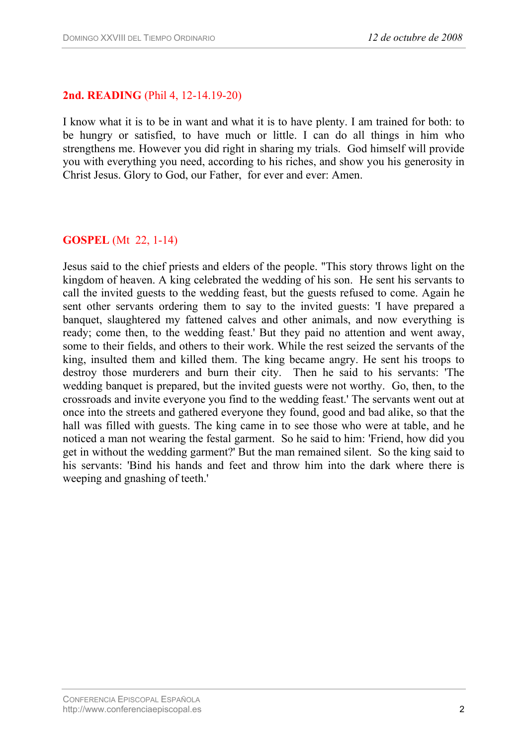**2nd. READING** (Phil 4, 12-14.19-20)

I know what it is to be in want and what it is to have plenty. I am trained for both: to be hungry or satisfied, to have much or little. I can do all things in him who strengthens me. However you did right in sharing my trials. God himself will provide you with everything you need, according to his riches, and show you his generosity in Christ Jesus. Glory to God, our Father, for ever and ever: Amen.

**GOSPEL** (Mt 22, 1-14)

Jesus said to the chief priests and elders of the people. "This story throws light on the kingdom of heaven. A king celebrated the wedding of his son. He sent his servants to call the invited guests to the wedding feast, but the guests refused to come. Again he sent other servants ordering them to say to the invited guests: 'I have prepared a banquet, slaughtered my fattened calves and other animals, and now everything is ready; come then, to the wedding feast.' But they paid no attention and went away, some to their fields, and others to their work. While the rest seized the servants of the king, insulted them and killed them. The king became angry. He sent his troops to destroy those murderers and burn their city. Then he said to his servants: 'The wedding banquet is prepared, but the invited guests were not worthy. Go, then, to the crossroads and invite everyone you find to the wedding feast.' The servants went out at once into the streets and gathered everyone they found, good and bad alike, so that the hall was filled with guests. The king came in to see those who were at table, and he noticed a man not wearing the festal garment. So he said to him: 'Friend, how did you get in without the wedding garment?' But the man remained silent. So the king said to his servants: 'Bind his hands and feet and throw him into the dark where there is weeping and gnashing of teeth.'